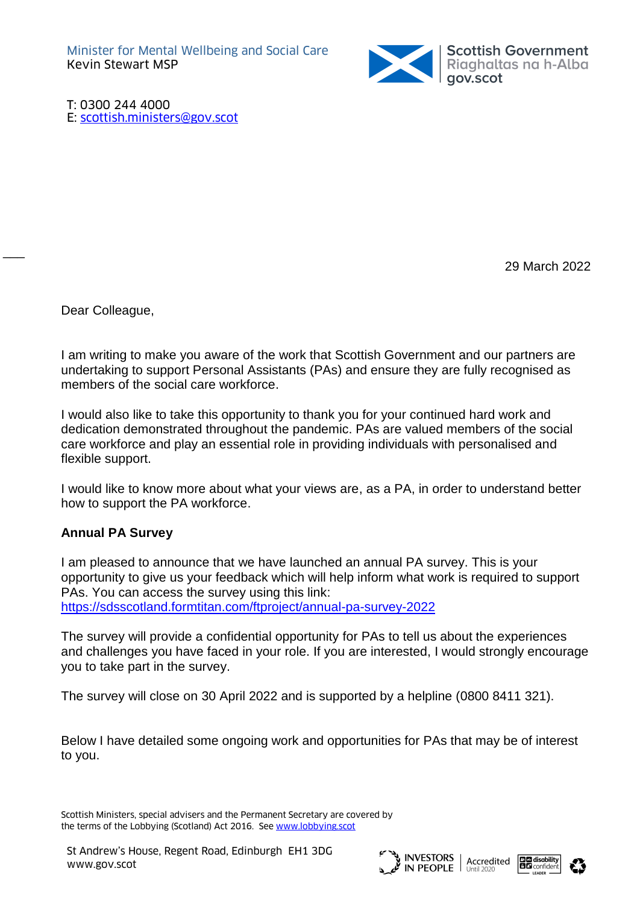Minister for Mental Wellbeing and Social Care
Kevin Stewart MSP

Scottish Government
Riaghaltas na h-Alba
gov.scot

T: 0300 244 4000
E: scottish.ministers@gov.scot

29 March 2022

Dear Colleague,

I am writing to make you aware of the work that Scottish Government and our partners are undertaking to support Personal Assistants (PAs) and ensure they are fully recognised as members of the social care workforce.

I would also like to take this opportunity to thank you for your continued hard work and dedication demonstrated throughout the pandemic. PAs are valued members of the social care workforce and play an essential role in providing individuals with personalised and flexible support.

I would like to know more about what your views are, as a PA, in order to understand better how to support the PA workforce.

**Annual PA Survey**

I am pleased to announce that we have launched an annual PA survey. This is your opportunity to give us your feedback which will help inform what work is required to support PAs. You can access the survey using this link:
https://sdsscotland.formtitan.com/ftproject/annual-pa-survey-2022

The survey will provide a confidential opportunity for PAs to tell us about the experiences and challenges you have faced in your role. If you are interested, I would strongly encourage you to take part in the survey.

The survey will close on 30 April 2022 and is supported by a helpline (0800 8411 321).

Below I have detailed some ongoing work and opportunities for PAs that may be of interest to you.

Scottish Ministers, special advisers and the Permanent Secretary are covered by the terms of the Lobbying (Scotland) Act 2016. See www.lobbying.scot

St Andrew's House, Regent Road, Edinburgh EH1 3DG
www.gov.scot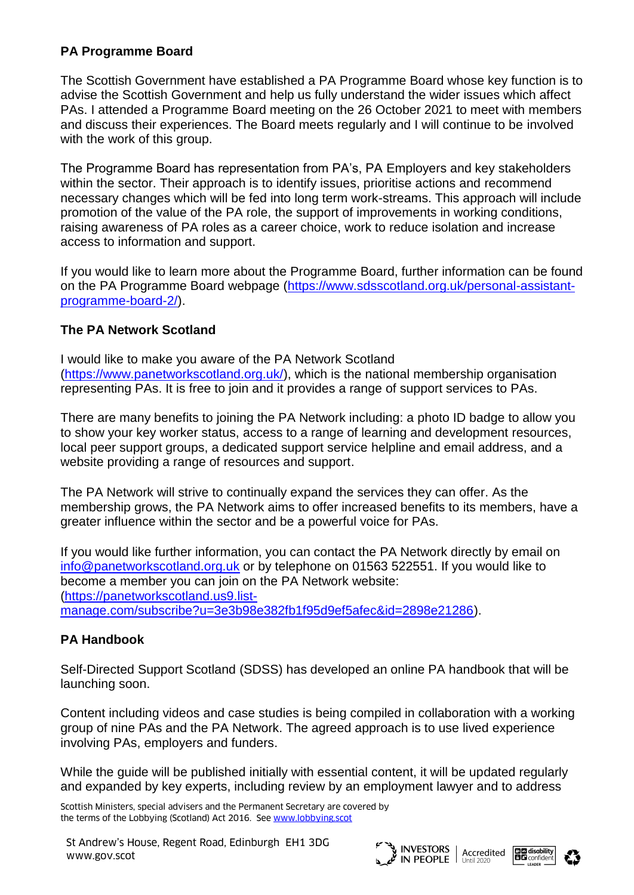**PA Programme Board**

The Scottish Government have established a PA Programme Board whose key function is to advise the Scottish Government and help us fully understand the wider issues which affect PAs. I attended a Programme Board meeting on the 26 October 2021 to meet with members and discuss their experiences. The Board meets regularly and I will continue to be involved with the work of this group.

The Programme Board has representation from PA's, PA Employers and key stakeholders within the sector. Their approach is to identify issues, prioritise actions and recommend necessary changes which will be fed into long term work-streams. This approach will include promotion of the value of the PA role, the support of improvements in working conditions, raising awareness of PA roles as a career choice, work to reduce isolation and increase access to information and support.

If you would like to learn more about the Programme Board, further information can be found on the PA Programme Board webpage (https://www.sdsscotland.org.uk/personal-assistant-programme-board-2/).

**The PA Network Scotland**

I would like to make you aware of the PA Network Scotland (https://www.panetworkscotland.org.uk/), which is the national membership organisation representing PAs. It is free to join and it provides a range of support services to PAs.

There are many benefits to joining the PA Network including: a photo ID badge to allow you to show your key worker status, access to a range of learning and development resources, local peer support groups, a dedicated support service helpline and email address, and a website providing a range of resources and support.

The PA Network will strive to continually expand the services they can offer. As the membership grows, the PA Network aims to offer increased benefits to its members, have a greater influence within the sector and be a powerful voice for PAs.

If you would like further information, you can contact the PA Network directly by email on info@panetworkscotland.org.uk or by telephone on 01563 522551. If you would like to become a member you can join on the PA Network website: (https://panetworkscotland.us9.list-manage.com/subscribe?u=3e3b98e382fb1f95d9ef5afec&id=2898e21286).

**PA Handbook**

Self-Directed Support Scotland (SDSS) has developed an online PA handbook that will be launching soon.

Content including videos and case studies is being compiled in collaboration with a working group of nine PAs and the PA Network. The agreed approach is to use lived experience involving PAs, employers and funders.

While the guide will be published initially with essential content, it will be updated regularly and expanded by key experts, including review by an employment lawyer and to address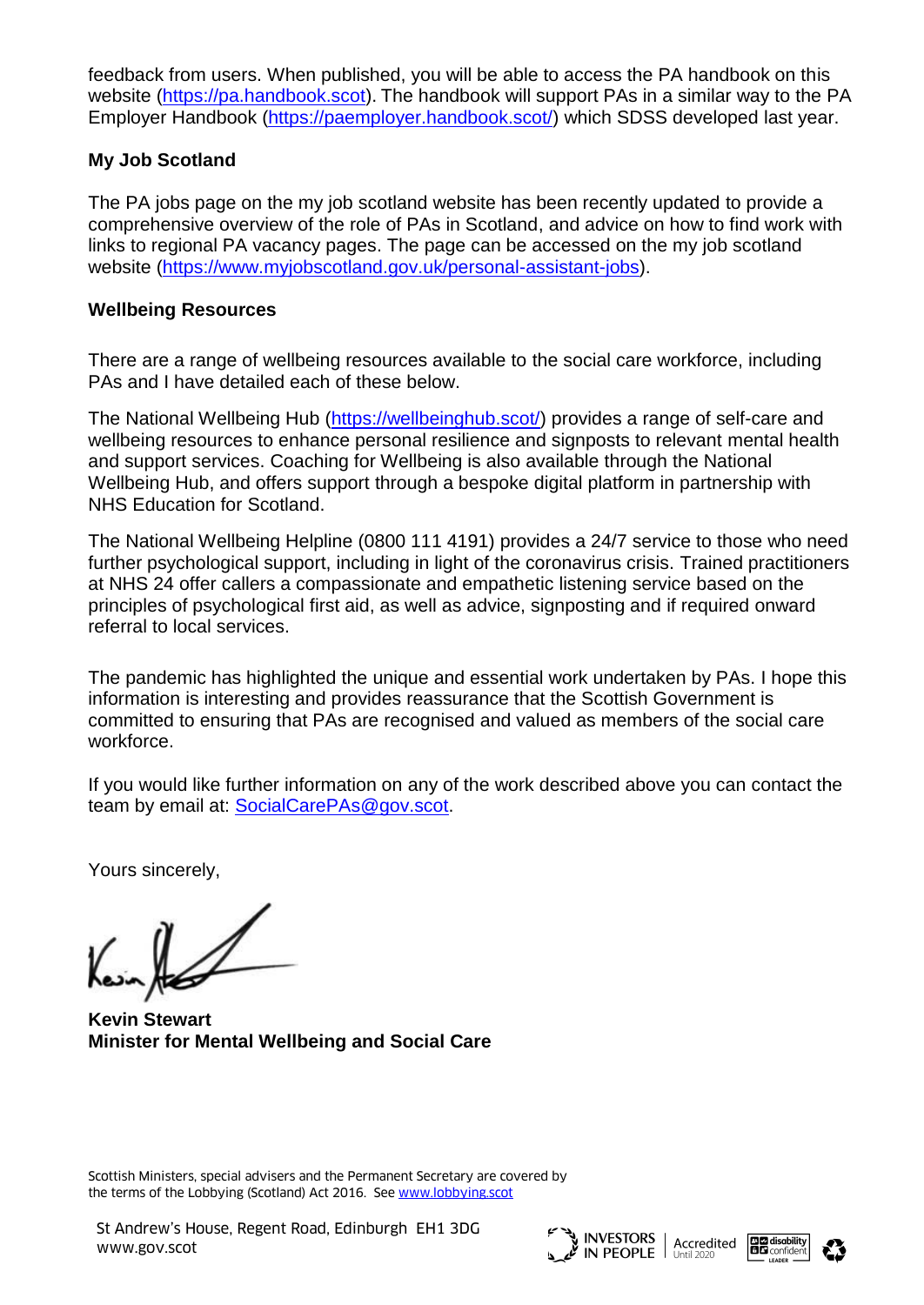feedback from users. When published, you will be able to access the PA handbook on this website (https://pa.handbook.scot). The handbook will support PAs in a similar way to the PA Employer Handbook (https://paemployer.handbook.scot/) which SDSS developed last year.

**My Job Scotland**

The PA jobs page on the my job scotland website has been recently updated to provide a comprehensive overview of the role of PAs in Scotland, and advice on how to find work with links to regional PA vacancy pages. The page can be accessed on the my job scotland website (https://www.myjobscotland.gov.uk/personal-assistant-jobs).

**Wellbeing Resources**

There are a range of wellbeing resources available to the social care workforce, including PAs and I have detailed each of these below.

The National Wellbeing Hub (https://wellbeinghub.scot/) provides a range of self-care and wellbeing resources to enhance personal resilience and signposts to relevant mental health and support services. Coaching for Wellbeing is also available through the National Wellbeing Hub, and offers support through a bespoke digital platform in partnership with NHS Education for Scotland.

The National Wellbeing Helpline (0800 111 4191) provides a 24/7 service to those who need further psychological support, including in light of the coronavirus crisis. Trained practitioners at NHS 24 offer callers a compassionate and empathetic listening service based on the principles of psychological first aid, as well as advice, signposting and if required onward referral to local services.

The pandemic has highlighted the unique and essential work undertaken by PAs. I hope this information is interesting and provides reassurance that the Scottish Government is committed to ensuring that PAs are recognised and valued as members of the social care workforce.

If you would like further information on any of the work described above you can contact the team by email at: SocialCarePAs@gov.scot.

Yours sincerely,

**Kevin Stewart**
**Minister for Mental Wellbeing and Social Care**

Scottish Ministers, special advisers and the Permanent Secretary are covered by the terms of the Lobbying (Scotland) Act 2016. See www.lobbying.scot

St Andrew's House, Regent Road, Edinburgh EH1 3DG
www.gov.scot